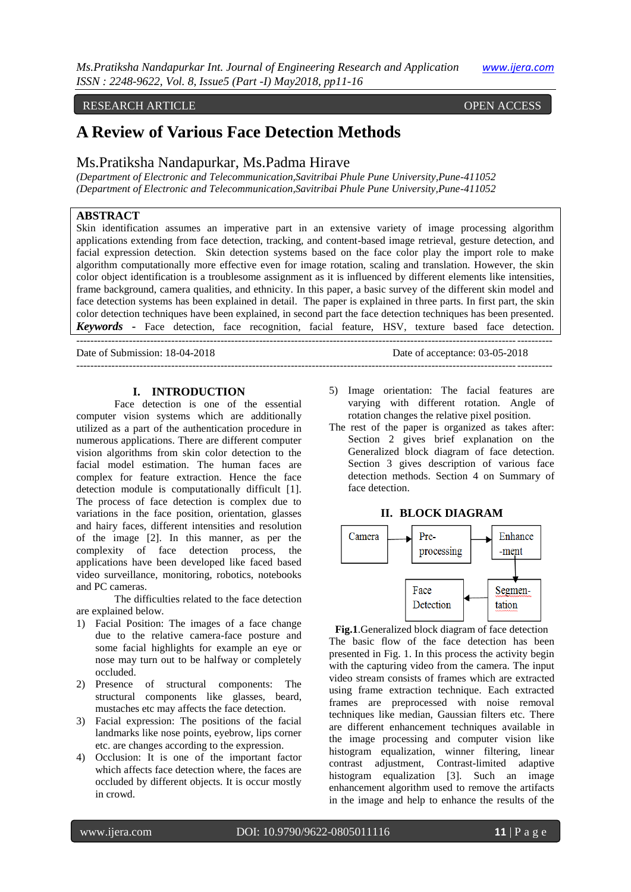RESEARCH ARTICLE OPEN ACCESS

# A Review of Various Face Detection Methods

Ms.Pratiksha Nandapurkar, Ms.Padma Hirave

*(Department of Electronic and Telecommunication,Savitribai Phule Pune University,Pune-411052*
*(Department of Electronic and Telecommunication,Savitribai Phule Pune University,Pune-411052*

## ABSTRACT

Skin identification assumes an imperative part in an extensive variety of image processing algorithm applications extending from face detection, tracking, and content-based image retrieval, gesture detection, and facial expression detection. Skin detection systems based on the face color play the import role to make algorithm computationally more effective even for image rotation, scaling and translation. However, the skin color object identification is a troublesome assignment as it is influenced by different elements like intensities, frame background, camera qualities, and ethnicity. In this paper, a basic survey of the different skin model and face detection systems has been explained in detail. The paper is explained in three parts. In first part, the skin color detection techniques have been explained, in second part the face detection techniques has been presented.

***Keywords*** **-** Face detection, face recognition, facial feature, HSV, texture based face detection.

---

Date of Submission: 18-04-2018 Date of acceptance: 03-05-2018

---

## I. INTRODUCTION

Face detection is one of the essential computer vision systems which are additionally utilized as a part of the authentication procedure in numerous applications. There are different computer vision algorithms from skin color detection to the facial model estimation. The human faces are complex for feature extraction. Hence the face detection module is computationally difficult [1]. The process of face detection is complex due to variations in the face position, orientation, glasses and hairy faces, different intensities and resolution of the image [2]. In this manner, as per the complexity of face detection process, the applications have been developed like faced based video surveillance, monitoring, robotics, notebooks and PC cameras.

The difficulties related to the face detection are explained below.

1) Facial Position: The images of a face change due to the relative camera-face posture and some facial highlights for example an eye or nose may turn out to be halfway or completely occluded.
2) Presence of structural components: The structural components like glasses, beard, mustaches etc may affects the face detection.
3) Facial expression: The positions of the facial landmarks like nose points, eyebrow, lips corner etc. are changes according to the expression.
4) Occlusion: It is one of the important factor which affects face detection where, the faces are occluded by different objects. It is occur mostly in crowd.
5) Image orientation: The facial features are varying with different rotation. Angle of rotation changes the relative pixel position.

The rest of the paper is organized as takes after: Section 2 gives brief explanation on the Generalized block diagram of face detection. Section 3 gives description of various face detection methods. Section 4 on Summary of face detection.

## II. BLOCK DIAGRAM

Camera → Pre-processing → Enhance-ment → Segmen-tation → Face Detection

**Fig.1**.Generalized block diagram of face detection

The basic flow of the face detection has been presented in Fig. 1. In this process the activity begin with the capturing video from the camera. The input video stream consists of frames which are extracted using frame extraction technique. Each extracted frames are preprocessed with noise removal techniques like median, Gaussian filters etc. There are different enhancement techniques available in the image processing and computer vision like histogram equalization, winner filtering, linear contrast adjustment, Contrast-limited adaptive histogram equalization [3]. Such an image enhancement algorithm used to remove the artifacts in the image and help to enhance the results of the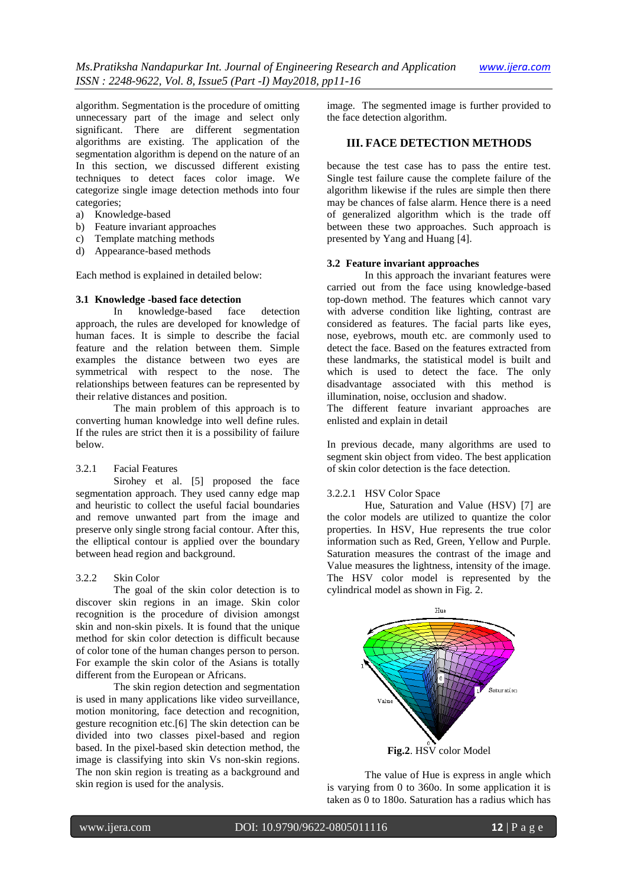algorithm. Segmentation is the procedure of omitting unnecessary part of the image and select only significant. There are different segmentation algorithms are existing. The application of the segmentation algorithm is depend on the nature of an In this section, we discussed different existing techniques to detect faces color image. We categorize single image detection methods into four categories;

a) Knowledge-based
b) Feature invariant approaches
c) Template matching methods
d) Appearance-based methods

Each method is explained in detailed below:

### 3.1 Knowledge -based face detection

In knowledge-based face detection approach, the rules are developed for knowledge of human faces. It is simple to describe the facial feature and the relation between them. Simple examples the distance between two eyes are symmetrical with respect to the nose. The relationships between features can be represented by their relative distances and position.

The main problem of this approach is to converting human knowledge into well define rules. If the rules are strict then it is a possibility of failure below.

3.2.1 Facial Features

Sirohey et al. [5] proposed the face segmentation approach. They used canny edge map and heuristic to collect the useful facial boundaries and remove unwanted part from the image and preserve only single strong facial contour. After this, the elliptical contour is applied over the boundary between head region and background.

3.2.2 Skin Color

The goal of the skin color detection is to discover skin regions in an image. Skin color recognition is the procedure of division amongst skin and non-skin pixels. It is found that the unique method for skin color detection is difficult because of color tone of the human changes person to person. For example the skin color of the Asians is totally different from the European or Africans.

The skin region detection and segmentation is used in many applications like video surveillance, motion monitoring, face detection and recognition, gesture recognition etc.[6] The skin detection can be divided into two classes pixel-based and region based. In the pixel-based skin detection method, the image is classifying into skin Vs non-skin regions. The non skin region is treating as a background and skin region is used for the analysis.

image. The segmented image is further provided to the face detection algorithm.

## III. FACE DETECTION METHODS

because the test case has to pass the entire test. Single test failure cause the complete failure of the algorithm likewise if the rules are simple then there may be chances of false alarm. Hence there is a need of generalized algorithm which is the trade off between these two approaches. Such approach is presented by Yang and Huang [4].

### 3.2 Feature invariant approaches

In this approach the invariant features were carried out from the face using knowledge-based top-down method. The features which cannot vary with adverse condition like lighting, contrast are considered as features. The facial parts like eyes, nose, eyebrows, mouth etc. are commonly used to detect the face. Based on the features extracted from these landmarks, the statistical model is built and which is used to detect the face. The only disadvantage associated with this method is illumination, noise, occlusion and shadow.

The different feature invariant approaches are enlisted and explain in detail

In previous decade, many algorithms are used to segment skin object from video. The best application of skin color detection is the face detection.

3.2.2.1 HSV Color Space

Hue, Saturation and Value (HSV) [7] are the color models are utilized to quantize the color properties. In HSV, Hue represents the true color information such as Red, Green, Yellow and Purple. Saturation measures the contrast of the image and Value measures the lightness, intensity of the image. The HSV color model is represented by the cylindrical model as shown in Fig. 2.

**Fig.2**. HSV color Model

The value of Hue is express in angle which is varying from 0 to 360o. In some application it is taken as 0 to 180o. Saturation has a radius which has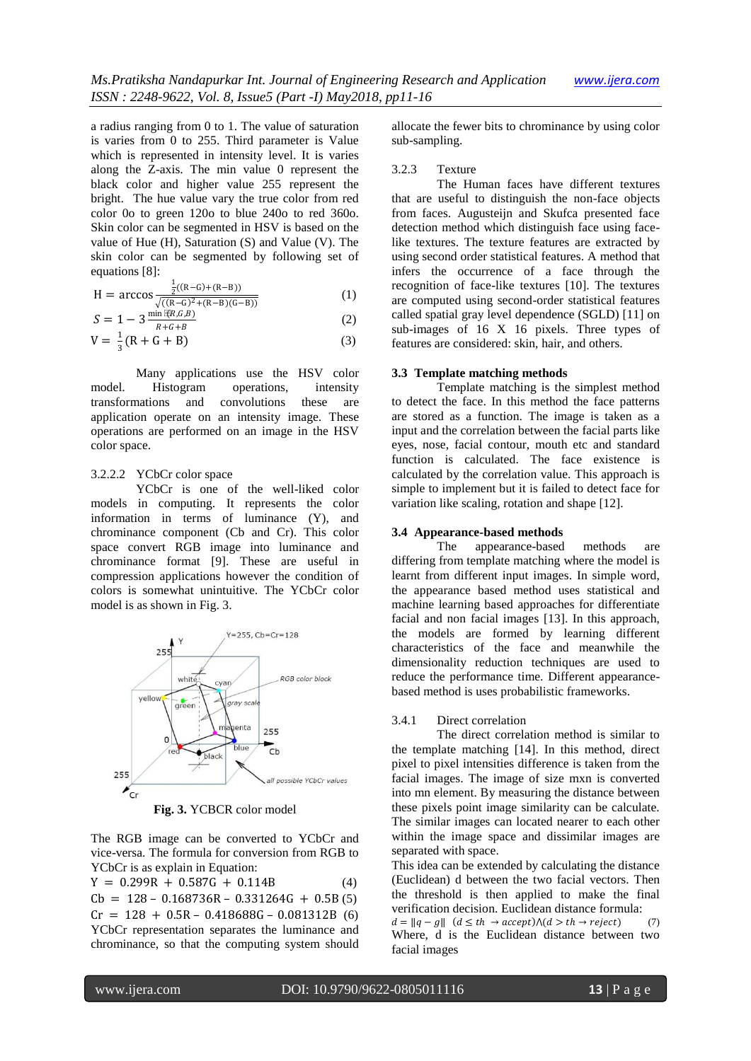a radius ranging from 0 to 1. The value of saturation is varies from 0 to 255. Third parameter is Value which is represented in intensity level. It is varies along the Z-axis. The min value 0 represent the black color and higher value 255 represent the bright. The hue value vary the true color from red color 0o to green 120o to blue 240o to red 360o. Skin color can be segmented in HSV is based on the value of Hue (H), Saturation (S) and Value (V). The skin color can be segmented by following set of equations [8]:

$$H = \arccos \frac{\frac{1}{2}((R-G)+(R-B))}{\sqrt{((R-G)^2+(R-B)(G-B))}} \quad (1)$$

$$S = 1 - 3\frac{\min(R,G,B)}{R+G+B} \quad (2)$$

$$V = \frac{1}{3}(R+G+B) \quad (3)$$

Many applications use the HSV color model. Histogram operations, intensity transformations and convolutions these are application operate on an intensity image. These operations are performed on an image in the HSV color space.

3.2.2.2 YCbCr color space

YCbCr is one of the well-liked color models in computing. It represents the color information in terms of luminance (Y), and chrominance component (Cb and Cr). This color space convert RGB image into luminance and chrominance format [9]. These are useful in compression applications however the condition of colors is somewhat unintuitive. The YCbCr color model is as shown in Fig. 3.

**Fig. 3.** YCBCR color model

The RGB image can be converted to YCbCr and vice-versa. The formula for conversion from RGB to YCbCr is as explain in Equation:

$$Y = 0.299R + 0.587G + 0.114B \quad (4)$$

$$Cb = 128 - 0.168736R - 0.331264G + 0.5B \quad (5)$$

$$Cr = 128 + 0.5R - 0.418688G - 0.081312B \quad (6)$$

YCbCr representation separates the luminance and chrominance, so that the computing system should allocate the fewer bits to chrominance by using color sub-sampling.

3.2.3 Texture

The Human faces have different textures that are useful to distinguish the non-face objects from faces. Augusteijn and Skufca presented face detection method which distinguish face using face-like textures. The texture features are extracted by using second order statistical features. A method that infers the occurrence of a face through the recognition of face-like textures [10]. The textures are computed using second-order statistical features called spatial gray level dependence (SGLD) [11] on sub-images of 16 X 16 pixels. Three types of features are considered: skin, hair, and others.

### 3.3 Template matching methods

Template matching is the simplest method to detect the face. In this method the face patterns are stored as a function. The image is taken as a input and the correlation between the facial parts like eyes, nose, facial contour, mouth etc and standard function is calculated. The face existence is calculated by the correlation value. This approach is simple to implement but it is failed to detect face for variation like scaling, rotation and shape [12].

### 3.4 Appearance-based methods

The appearance-based methods are differing from template matching where the model is learnt from different input images. In simple word, the appearance based method uses statistical and machine learning based approaches for differentiate facial and non facial images [13]. In this approach, the models are formed by learning different characteristics of the face and meanwhile the dimensionality reduction techniques are used to reduce the performance time. Different appearance-based method is uses probabilistic frameworks.

3.4.1 Direct correlation

The direct correlation method is similar to the template matching [14]. In this method, direct pixel to pixel intensities difference is taken from the facial images. The image of size mxn is converted into mn element. By measuring the distance between these pixels point image similarity can be calculate. The similar images can located nearer to each other within the image space and dissimilar images are separated with space.

This idea can be extended by calculating the distance (Euclidean) d between the two facial vectors. Then the threshold is then applied to make the final verification decision. Euclidean distance formula:

$$d = \|q - g\| \quad (d \leq th \rightarrow accept) \wedge (d > th \rightarrow reject) \quad (7)$$

Where, d is the Euclidean distance between two facial images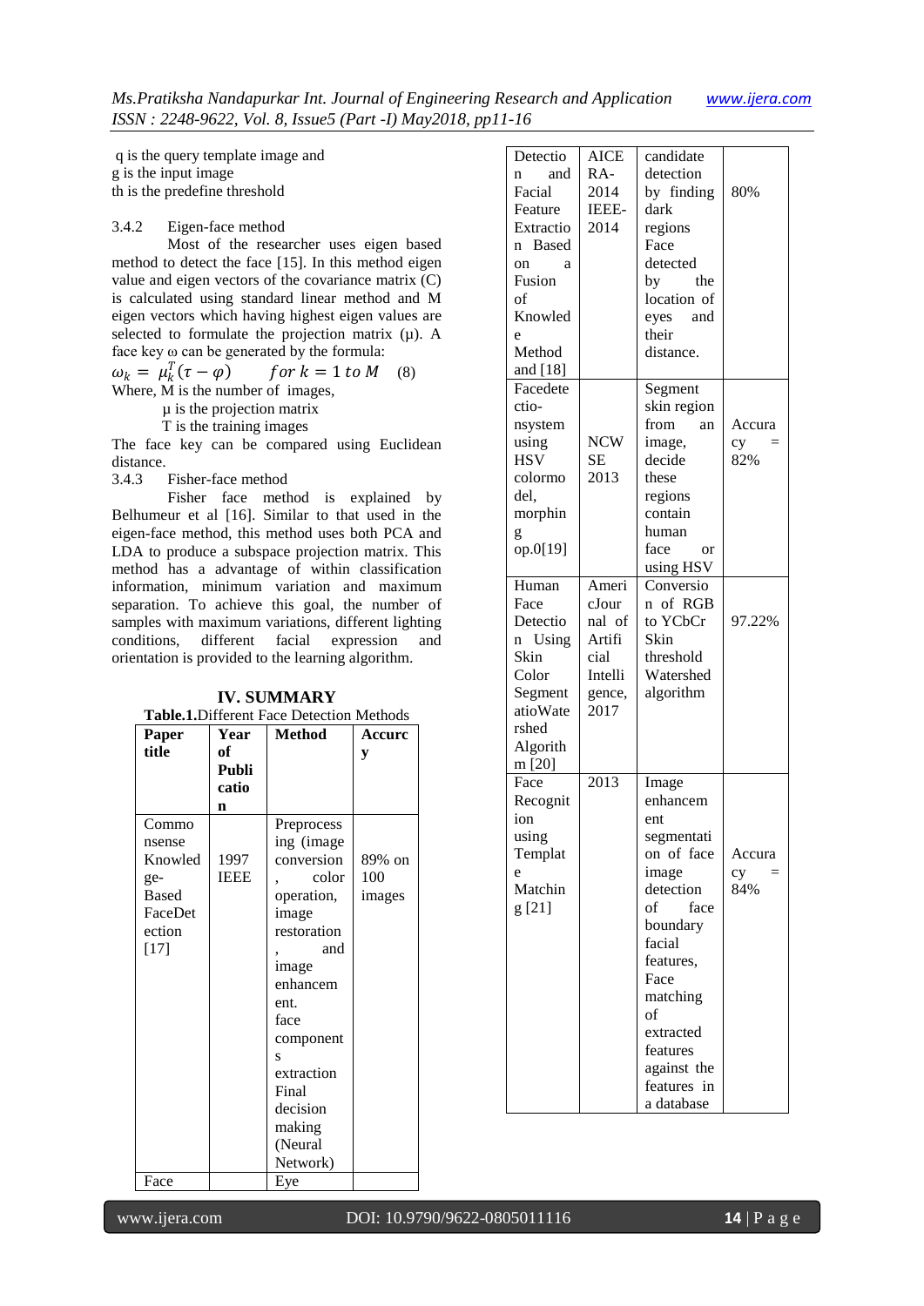q is the query template image and
g is the input image
th is the predefine threshold

3.4.2 Eigen-face method

Most of the researcher uses eigen based method to detect the face [15]. In this method eigen value and eigen vectors of the covariance matrix (C) is calculated using standard linear method and M eigen vectors which having highest eigen values are selected to formulate the projection matrix (μ). A face key ω can be generated by the formula:

$$\omega_k = \mu_k^T(\tau - \varphi) \qquad for\ k = 1\ to\ M \quad (8)$$

Where, M is the number of images,
μ is the projection matrix
T is the training images

The face key can be compared using Euclidean distance.

3.4.3 Fisher-face method

Fisher face method is explained by Belhumeur et al [16]. Similar to that used in the eigen-face method, this method uses both PCA and LDA to produce a subspace projection matrix. This method has a advantage of within classification information, minimum variation and maximum separation. To achieve this goal, the number of samples with maximum variations, different lighting conditions, different facial expression and orientation is provided to the learning algorithm.

## IV. SUMMARY

**Table.1.**Different Face Detection Methods

| Paper title | Year of Publication | Method | Accuracy |
|---|---|---|---|
| Commonsense Knowledge-Based FaceDetection [17] | 1997 IEEE | Preprocessing (image conversion, color operation, image restoration, and image enhancement. face components extraction Final decision making (Neural Network) | 89% on 100 images |
| Face Detection and Facial Feature Extraction Based on a Fusion of Knowledge Method and [18] | AICERA-2014 IEEE-2014 | Eye candidate detection by finding dark regions Face detected by the location of eyes and their distance. | 80% |
| Facedetection-nsystem using HSV colormodel, morphing op.0[19] | NCWSE 2013 | Segment skin region from an image, decide these regions contain human face or using HSV | Accuracy = 82% |
| Human Face Detection Using Skin Color SegmentatioWatershed Algorithm [20] | American Journal of Artificial Intelligence, 2017 | Conversion of RGB to YCbCr Skin threshold Watershed algorithm | 97.22% |
| Face Recognition using Template Matching [21] | 2013 | Image enhancement segmentation of face image detection of face boundary facial features, Face matching of extracted features against the features in a database | Accuracy = 84% |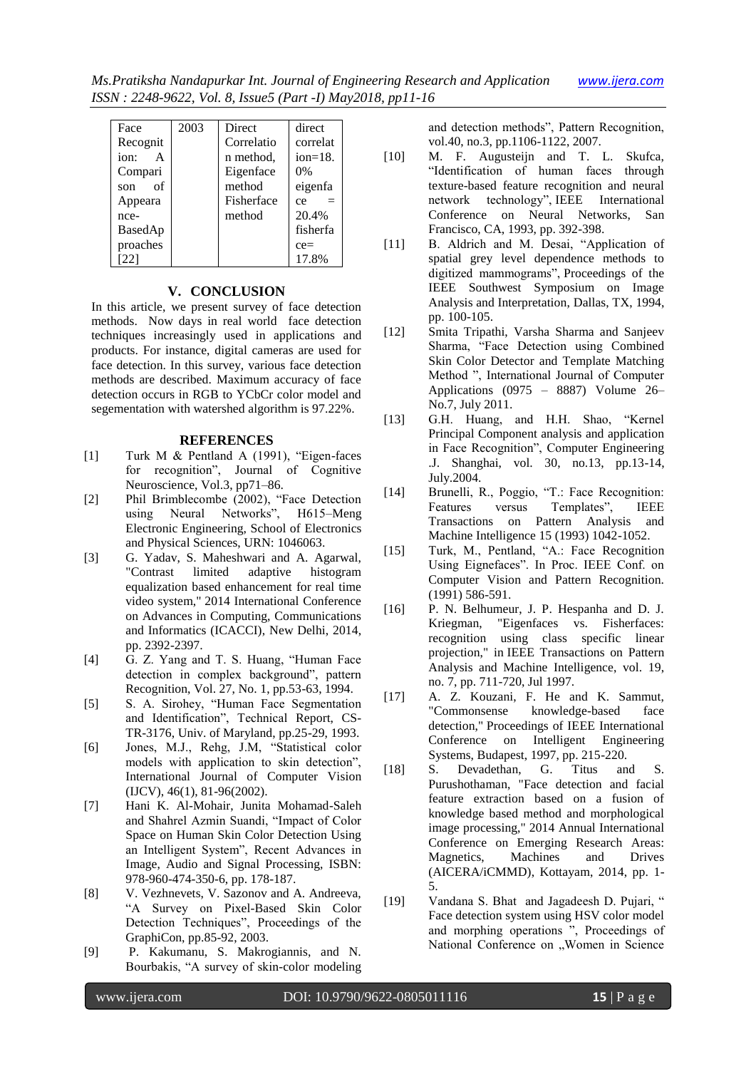| Face Recognition: A Comparison of Appearance-Based Approaches [22] | 2003 | Direct Correlation method, Eigenface method Fisherface method | direct correlation=18.0% eigenface = 20.4% fisherface= 17.8% |
|---|---|---|---|

## V. CONCLUSION

In this article, we present survey of face detection methods. Now days in real world face detection techniques increasingly used in applications and products. For instance, digital cameras are used for face detection. In this survey, various face detection methods are described. Maximum accuracy of face detection occurs in RGB to YCbCr color model and segementation with watershed algorithm is 97.22%.

## REFERENCES

[1] Turk M & Pentland A (1991), "Eigen-faces for recognition", Journal of Cognitive Neuroscience, Vol.3, pp71–86.

[2] Phil Brimblecombe (2002), "Face Detection using Neural Networks", H615–Meng Electronic Engineering, School of Electronics and Physical Sciences, URN: 1046063.

[3] G. Yadav, S. Maheshwari and A. Agarwal, "Contrast limited adaptive histogram equalization based enhancement for real time video system," 2014 International Conference on Advances in Computing, Communications and Informatics (ICACCI), New Delhi, 2014, pp. 2392-2397.

[4] G. Z. Yang and T. S. Huang, "Human Face detection in complex background", pattern Recognition, Vol. 27, No. 1, pp.53-63, 1994.

[5] S. A. Sirohey, "Human Face Segmentation and Identification", Technical Report, CS-TR-3176, Univ. of Maryland, pp.25-29, 1993.

[6] Jones, M.J., Rehg, J.M, "Statistical color models with application to skin detection", International Journal of Computer Vision (IJCV), 46(1), 81-96(2002).

[7] Hani K. Al-Mohair, Junita Mohamad-Saleh and Shahrel Azmin Suandi, "Impact of Color Space on Human Skin Color Detection Using an Intelligent System", Recent Advances in Image, Audio and Signal Processing, ISBN: 978-960-474-350-6, pp. 178-187.

[8] V. Vezhnevets, V. Sazonov and A. Andreeva, "A Survey on Pixel-Based Skin Color Detection Techniques", Proceedings of the GraphiCon, pp.85-92, 2003.

[9] P. Kakumanu, S. Makrogiannis, and N. Bourbakis, "A survey of skin-color modeling and detection methods", Pattern Recognition, vol.40, no.3, pp.1106-1122, 2007.

[10] M. F. Augusteijn and T. L. Skufca, "Identification of human faces through texture-based feature recognition and neural network technology", IEEE International Conference on Neural Networks, San Francisco, CA, 1993, pp. 392-398.

[11] B. Aldrich and M. Desai, "Application of spatial grey level dependence methods to digitized mammograms", Proceedings of the IEEE Southwest Symposium on Image Analysis and Interpretation, Dallas, TX, 1994, pp. 100-105.

[12] Smita Tripathi, Varsha Sharma and Sanjeev Sharma, "Face Detection using Combined Skin Color Detector and Template Matching Method ", International Journal of Computer Applications (0975 – 8887) Volume 26– No.7, July 2011.

[13] G.H. Huang, and H.H. Shao, "Kernel Principal Component analysis and application in Face Recognition", Computer Engineering .J. Shanghai, vol. 30, no.13, pp.13-14, July.2004.

[14] Brunelli, R., Poggio, "T.: Face Recognition: Features versus Templates", IEEE Transactions on Pattern Analysis and Machine Intelligence 15 (1993) 1042-1052.

[15] Turk, M., Pentland, "A.: Face Recognition Using Eignefaces". In Proc. IEEE Conf. on Computer Vision and Pattern Recognition. (1991) 586-591.

[16] P. N. Belhumeur, J. P. Hespanha and D. J. Kriegman, "Eigenfaces vs. Fisherfaces: recognition using class specific linear projection," in IEEE Transactions on Pattern Analysis and Machine Intelligence, vol. 19, no. 7, pp. 711-720, Jul 1997.

[17] A. Z. Kouzani, F. He and K. Sammut, "Commonsense knowledge-based face detection," Proceedings of IEEE International Conference on Intelligent Engineering Systems, Budapest, 1997, pp. 215-220.

[18] S. Devadethan, G. Titus and S. Purushothaman, "Face detection and facial feature extraction based on a fusion of knowledge based method and morphological image processing," 2014 Annual International Conference on Emerging Research Areas: Magnetics, Machines and Drives (AICERA/iCMMD), Kottayam, 2014, pp. 1-5.

[19] Vandana S. Bhat and Jagadeesh D. Pujari, " Face detection system using HSV color model and morphing operations ", Proceedings of National Conference on „Women in Science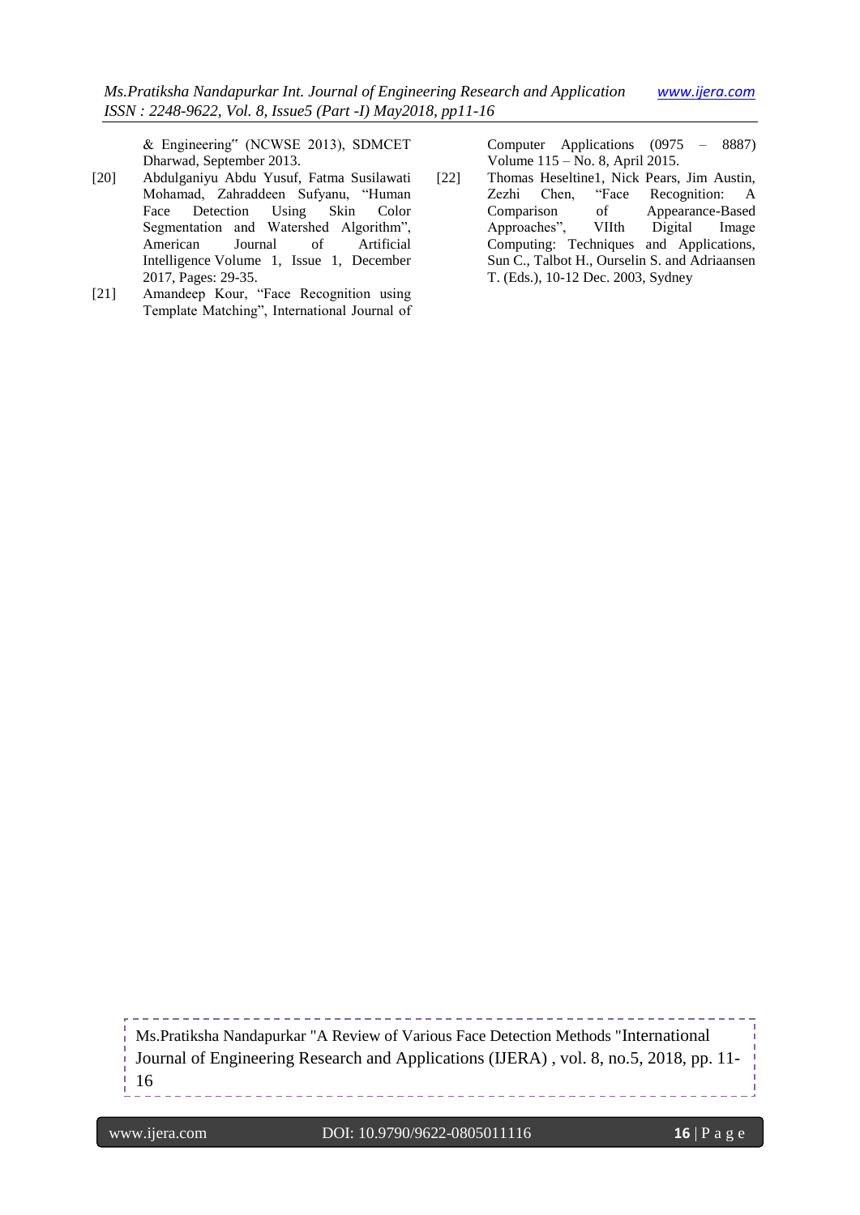& Engineering" (NCWSE 2013), SDMCET Dharwad, September 2013.

[20] Abdulganiyu Abdu Yusuf, Fatma Susilawati Mohamad, Zahraddeen Sufyanu, "Human Face Detection Using Skin Color Segmentation and Watershed Algorithm", American Journal of Artificial Intelligence Volume 1, Issue 1, December 2017, Pages: 29-35.

[21] Amandeep Kour, "Face Recognition using Template Matching", International Journal of Computer Applications (0975 – 8887) Volume 115 – No. 8, April 2015.

[22] Thomas Heseltine1, Nick Pears, Jim Austin, Zezhi Chen, "Face Recognition: A Comparison of Appearance-Based Approaches", VIIth Digital Image Computing: Techniques and Applications, Sun C., Talbot H., Ourselin S. and Adriaansen T. (Eds.), 10-12 Dec. 2003, Sydney

Ms.Pratiksha Nandapurkar "A Review of Various Face Detection Methods "International Journal of Engineering Research and Applications (IJERA) , vol. 8, no.5, 2018, pp. 11-16